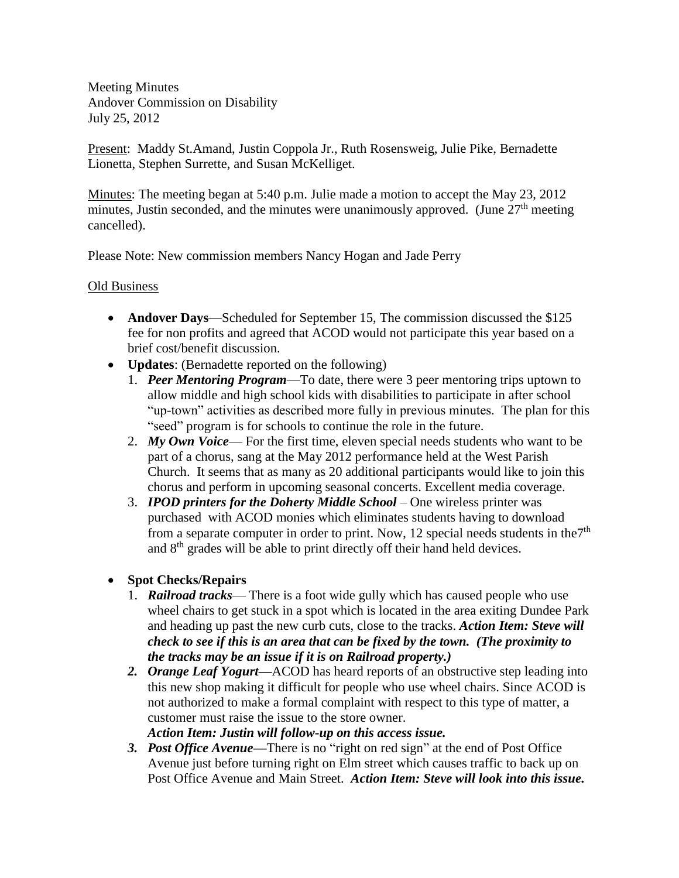Meeting Minutes
Andover Commission on Disability
July 25, 2012

Present: Maddy St.Amand, Justin Coppola Jr., Ruth Rosensweig, Julie Pike, Bernadette Lionetta, Stephen Surrette, and Susan McKelliget.

Minutes: The meeting began at 5:40 p.m. Julie made a motion to accept the May 23, 2012 minutes, Justin seconded, and the minutes were unanimously approved. (June 27th meeting cancelled).

Please Note: New commission members Nancy Hogan and Jade Perry

Old Business

- **Andover Days**—Scheduled for September 15, The commission discussed the $125 fee for non profits and agreed that ACOD would not participate this year based on a brief cost/benefit discussion.
- **Updates**: (Bernadette reported on the following)
  1. ***Peer Mentoring Program***—To date, there were 3 peer mentoring trips uptown to allow middle and high school kids with disabilities to participate in after school "up-town" activities as described more fully in previous minutes. The plan for this "seed" program is for schools to continue the role in the future.
  2. ***My Own Voice***— For the first time, eleven special needs students who want to be part of a chorus, sang at the May 2012 performance held at the West Parish Church. It seems that as many as 20 additional participants would like to join this chorus and perform in upcoming seasonal concerts. Excellent media coverage.
  3. ***IPOD printers for the Doherty Middle School*** – One wireless printer was purchased with ACOD monies which eliminates students having to download from a separate computer in order to print. Now, 12 special needs students in the7th and 8th grades will be able to print directly off their hand held devices.

- **Spot Checks/Repairs**
  1. ***Railroad tracks***— There is a foot wide gully which has caused people who use wheel chairs to get stuck in a spot which is located in the area exiting Dundee Park and heading up past the new curb cuts, close to the tracks. ***Action Item: Steve will check to see if this is an area that can be fixed by the town. (The proximity to the tracks may be an issue if it is on Railroad property.)***
  2. ***Orange Leaf Yogurt***—ACOD has heard reports of an obstructive step leading into this new shop making it difficult for people who use wheel chairs. Since ACOD is not authorized to make a formal complaint with respect to this type of matter, a customer must raise the issue to the store owner.
     ***Action Item: Justin will follow-up on this access issue.***
  3. ***Post Office Avenue***—There is no "right on red sign" at the end of Post Office Avenue just before turning right on Elm street which causes traffic to back up on Post Office Avenue and Main Street. ***Action Item: Steve will look into this issue.***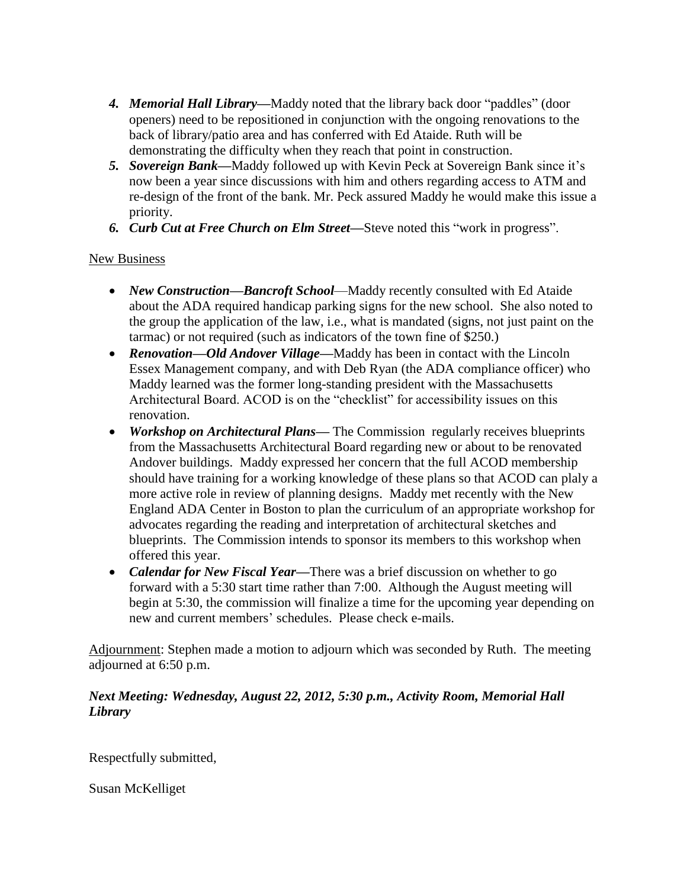4. ***Memorial Hall Library—***Maddy noted that the library back door "paddles" (door openers) need to be repositioned in conjunction with the ongoing renovations to the back of library/patio area and has conferred with Ed Ataide. Ruth will be demonstrating the difficulty when they reach that point in construction.
5. ***Sovereign Bank—***Maddy followed up with Kevin Peck at Sovereign Bank since it's now been a year since discussions with him and others regarding access to ATM and re-design of the front of the bank. Mr. Peck assured Maddy he would make this issue a priority.
6. ***Curb Cut at Free Church on Elm Street—***Steve noted this "work in progress".

<u>New Business</u>

- ***New Construction—Bancroft School***—Maddy recently consulted with Ed Ataide about the ADA required handicap parking signs for the new school. She also noted to the group the application of the law, i.e., what is mandated (signs, not just paint on the tarmac) or not required (such as indicators of the town fine of $250.)
- ***Renovation—Old Andover Village—***Maddy has been in contact with the Lincoln Essex Management company, and with Deb Ryan (the ADA compliance officer) who Maddy learned was the former long-standing president with the Massachusetts Architectural Board. ACOD is on the "checklist" for accessibility issues on this renovation.
- ***Workshop on Architectural Plans—*** The Commission regularly receives blueprints from the Massachusetts Architectural Board regarding new or about to be renovated Andover buildings. Maddy expressed her concern that the full ACOD membership should have training for a working knowledge of these plans so that ACOD can plaly a more active role in review of planning designs. Maddy met recently with the New England ADA Center in Boston to plan the curriculum of an appropriate workshop for advocates regarding the reading and interpretation of architectural sketches and blueprints. The Commission intends to sponsor its members to this workshop when offered this year.
- ***Calendar for New Fiscal Year—***There was a brief discussion on whether to go forward with a 5:30 start time rather than 7:00. Although the August meeting will begin at 5:30, the commission will finalize a time for the upcoming year depending on new and current members' schedules. Please check e-mails.

<u>Adjournment</u>: Stephen made a motion to adjourn which was seconded by Ruth. The meeting adjourned at 6:50 p.m.

***Next Meeting: Wednesday, August 22, 2012, 5:30 p.m., Activity Room, Memorial Hall Library***

Respectfully submitted,

Susan McKelliget